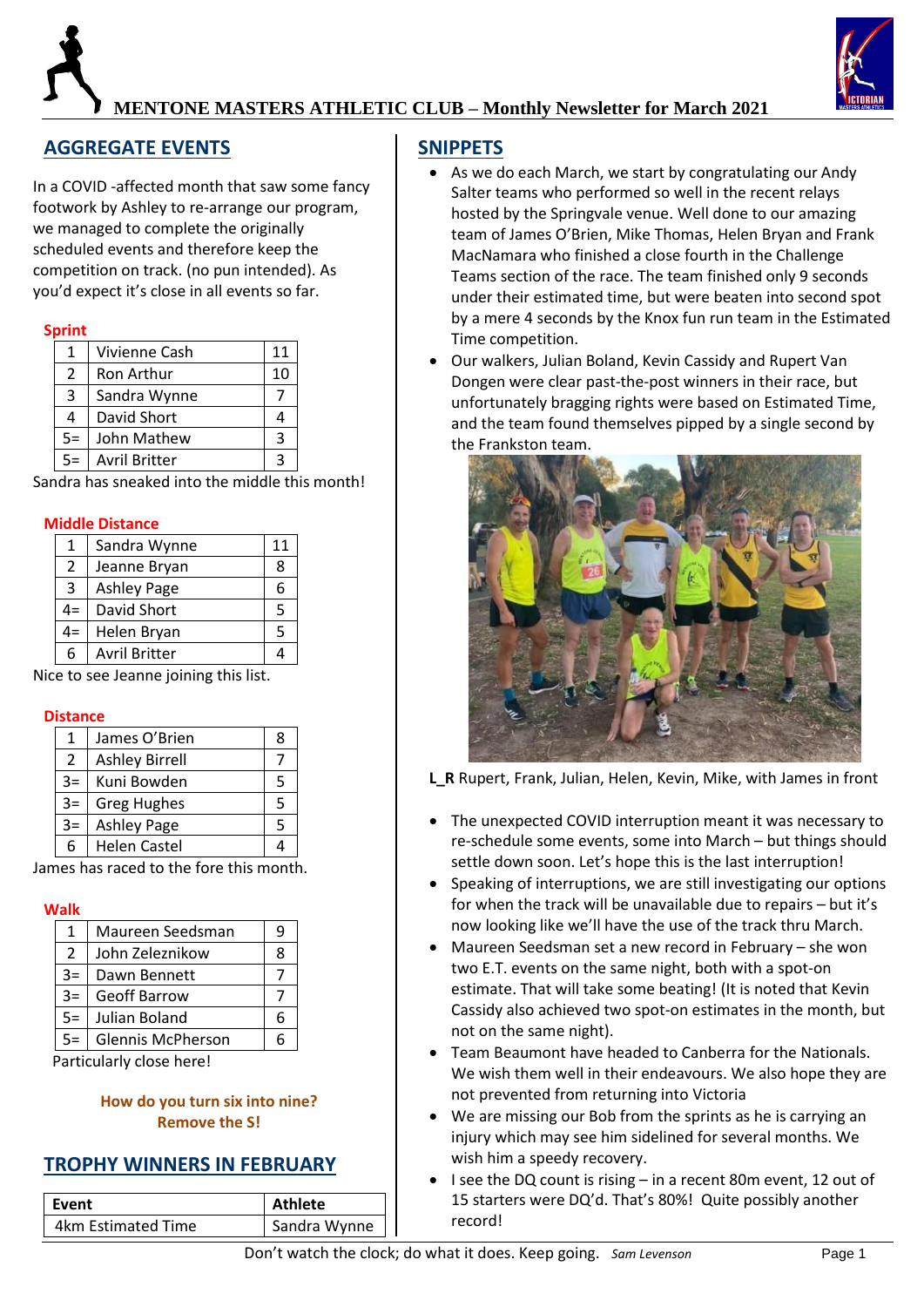# MENTONE MASTERS ATHLETIC CLUB – Monthly Newsletter for March 2021

## AGGREGATE EVENTS

In a COVID -affected month that saw some fancy footwork by Ashley to re-arrange our program, we managed to complete the originally scheduled events and therefore keep the competition on track. (no pun intended). As you'd expect it's close in all events so far.

**Sprint**

| | | |
|---|---|---|
| 1 | Vivienne Cash | 11 |
| 2 | Ron Arthur | 10 |
| 3 | Sandra Wynne | 7 |
| 4 | David Short | 4 |
| 5= | John Mathew | 3 |
| 5= | Avril Britter | 3 |

Sandra has sneaked into the middle this month!

**Middle Distance**

| | | |
|---|---|---|
| 1 | Sandra Wynne | 11 |
| 2 | Jeanne Bryan | 8 |
| 3 | Ashley Page | 6 |
| 4= | David Short | 5 |
| 4= | Helen Bryan | 5 |
| 6 | Avril Britter | 4 |

Nice to see Jeanne joining this list.

**Distance**

| | | |
|---|---|---|
| 1 | James O'Brien | 8 |
| 2 | Ashley Birrell | 7 |
| 3= | Kuni Bowden | 5 |
| 3= | Greg Hughes | 5 |
| 3= | Ashley Page | 5 |
| 6 | Helen Castel | 4 |

James has raced to the fore this month.

**Walk**

| | | |
|---|---|---|
| 1 | Maureen Seedsman | 9 |
| 2 | John Zeleznikow | 8 |
| 3= | Dawn Bennett | 7 |
| 3= | Geoff Barrow | 7 |
| 5= | Julian Boland | 6 |
| 5= | Glennis McPherson | 6 |

Particularly close here!

**How do you turn six into nine?**
**Remove the S!**

## TROPHY WINNERS IN FEBRUARY

| Event | Athlete |
|---|---|
| 4km Estimated Time | Sandra Wynne |

## SNIPPETS

- As we do each March, we start by congratulating our Andy Salter teams who performed so well in the recent relays hosted by the Springvale venue. Well done to our amazing team of James O'Brien, Mike Thomas, Helen Bryan and Frank MacNamara who finished a close fourth in the Challenge Teams section of the race. The team finished only 9 seconds under their estimated time, but were beaten into second spot by a mere 4 seconds by the Knox fun run team in the Estimated Time competition.
- Our walkers, Julian Boland, Kevin Cassidy and Rupert Van Dongen were clear past-the-post winners in their race, but unfortunately bragging rights were based on Estimated Time, and the team found themselves pipped by a single second by the Frankston team.

**L_R** Rupert, Frank, Julian, Helen, Kevin, Mike, with James in front

- The unexpected COVID interruption meant it was necessary to re-schedule some events, some into March – but things should settle down soon. Let's hope this is the last interruption!
- Speaking of interruptions, we are still investigating our options for when the track will be unavailable due to repairs – but it's now looking like we'll have the use of the track thru March.
- Maureen Seedsman set a new record in February – she won two E.T. events on the same night, both with a spot-on estimate. That will take some beating! (It is noted that Kevin Cassidy also achieved two spot-on estimates in the month, but not on the same night).
- Team Beaumont have headed to Canberra for the Nationals. We wish them well in their endeavours. We also hope they are not prevented from returning into Victoria
- We are missing our Bob from the sprints as he is carrying an injury which may see him sidelined for several months. We wish him a speedy recovery.
- I see the DQ count is rising – in a recent 80m event, 12 out of 15 starters were DQ'd. That's 80%! Quite possibly another record!

Don't watch the clock; do what it does. Keep going. *Sam Levenson*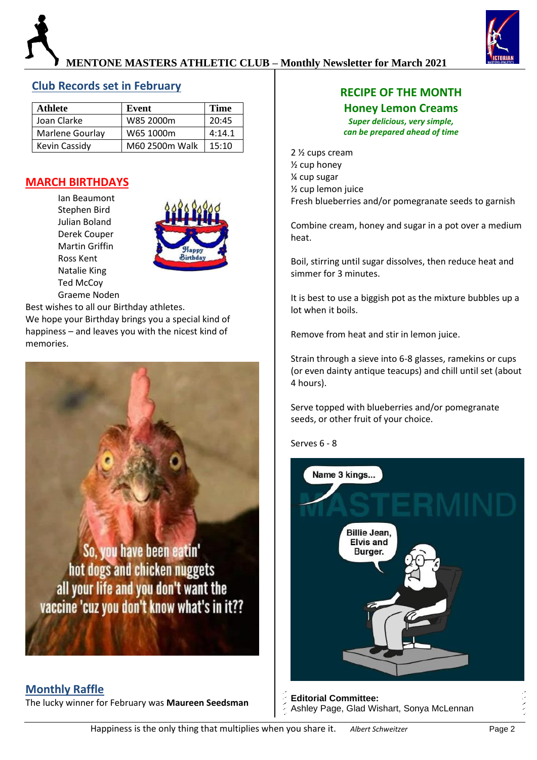## Club Records set in February

| Athlete | Event | Time |
|---|---|---|
| Joan Clarke | W85 2000m | 20:45 |
| Marlene Gourlay | W65 1000m | 4:14.1 |
| Kevin Cassidy | M60 2500m Walk | 15:10 |

## MARCH BIRTHDAYS

Ian Beaumont
Stephen Bird
Julian Boland
Derek Couper
Martin Griffin
Ross Kent
Natalie King
Ted McCoy
Graeme Noden

Best wishes to all our Birthday athletes.
We hope your Birthday brings you a special kind of happiness – and leaves you with the nicest kind of memories.

## Monthly Raffle

The lucky winner for February was **Maureen Seedsman**

## RECIPE OF THE MONTH

### Honey Lemon Creams

***Super delicious, very simple, can be prepared ahead of time***

2 ½ cups cream
½ cup honey
¼ cup sugar
½ cup lemon juice
Fresh blueberries and/or pomegranate seeds to garnish

Combine cream, honey and sugar in a pot over a medium heat.

Boil, stirring until sugar dissolves, then reduce heat and simmer for 3 minutes.

It is best to use a biggish pot as the mixture bubbles up a lot when it boils.

Remove from heat and stir in lemon juice.

Strain through a sieve into 6-8 glasses, ramekins or cups (or even dainty antique teacups) and chill until set (about 4 hours).

Serve topped with blueberries and/or pomegranate seeds, or other fruit of your choice.

Serves 6 - 8

**Editorial Committee:**
Ashley Page, Glad Wishart, Sonya McLennan

Happiness is the only thing that multiplies when you share it. *Albert Schweitzer*